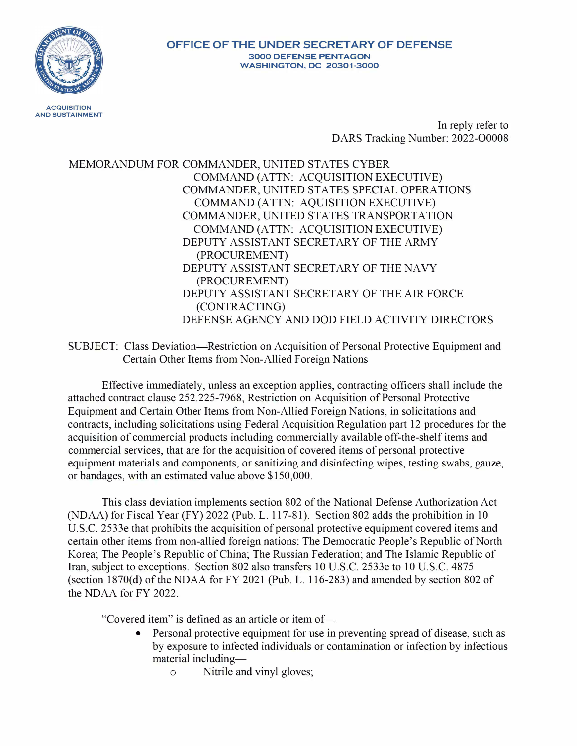OFFICE OF THE UNDER SECRETARY OF DEFENSE
3000 DEFENSE PENTAGON
WASHINGTON, DC 20301-3000

ACQUISITION AND SUSTAINMENT

In reply refer to
DARS Tracking Number: 2022-O0008

MEMORANDUM FOR COMMANDER, UNITED STATES CYBER COMMAND (ATTN: ACQUISITION EXECUTIVE)
COMMANDER, UNITED STATES SPECIAL OPERATIONS COMMAND (ATTN: AQUISITION EXECUTIVE)
COMMANDER, UNITED STATES TRANSPORTATION COMMAND (ATTN: ACQUISITION EXECUTIVE)
DEPUTY ASSISTANT SECRETARY OF THE ARMY (PROCUREMENT)
DEPUTY ASSISTANT SECRETARY OF THE NAVY (PROCUREMENT)
DEPUTY ASSISTANT SECRETARY OF THE AIR FORCE (CONTRACTING)
DEFENSE AGENCY AND DOD FIELD ACTIVITY DIRECTORS

SUBJECT: Class Deviation—Restriction on Acquisition of Personal Protective Equipment and Certain Other Items from Non-Allied Foreign Nations

Effective immediately, unless an exception applies, contracting officers shall include the attached contract clause 252.225-7968, Restriction on Acquisition of Personal Protective Equipment and Certain Other Items from Non-Allied Foreign Nations, in solicitations and contracts, including solicitations using Federal Acquisition Regulation part 12 procedures for the acquisition of commercial products including commercially available off-the-shelf items and commercial services, that are for the acquisition of covered items of personal protective equipment materials and components, or sanitizing and disinfecting wipes, testing swabs, gauze, or bandages, with an estimated value above $150,000.

This class deviation implements section 802 of the National Defense Authorization Act (NDAA) for Fiscal Year (FY) 2022 (Pub. L. 117-81). Section 802 adds the prohibition in 10 U.S.C. 2533e that prohibits the acquisition of personal protective equipment covered items and certain other items from non-allied foreign nations: The Democratic People's Republic of North Korea; The People's Republic of China; The Russian Federation; and The Islamic Republic of Iran, subject to exceptions. Section 802 also transfers 10 U.S.C. 2533e to 10 U.S.C. 4875 (section 1870(d) of the NDAA for FY 2021 (Pub. L. 116-283) and amended by section 802 of the NDAA for FY 2022.

"Covered item" is defined as an article or item of—

- Personal protective equipment for use in preventing spread of disease, such as by exposure to infected individuals or contamination or infection by infectious material including—
  - Nitrile and vinyl gloves;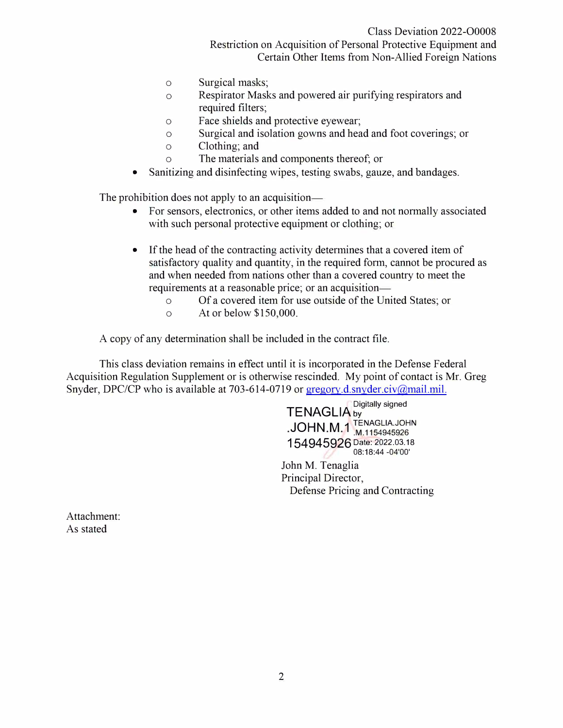- Surgical masks;
  - Respirator Masks and powered air purifying respirators and required filters;
  - Face shields and protective eyewear;
  - Surgical and isolation gowns and head and foot coverings; or
  - Clothing; and
  - The materials and components thereof; or
- Sanitizing and disinfecting wipes, testing swabs, gauze, and bandages.

The prohibition does not apply to an acquisition—

- For sensors, electronics, or other items added to and not normally associated with such personal protective equipment or clothing; or

- If the head of the contracting activity determines that a covered item of satisfactory quality and quantity, in the required form, cannot be procured as and when needed from nations other than a covered country to meet the requirements at a reasonable price; or an acquisition—
  - Of a covered item for use outside of the United States; or
  - At or below $150,000.

A copy of any determination shall be included in the contract file.

This class deviation remains in effect until it is incorporated in the Defense Federal Acquisition Regulation Supplement or is otherwise rescinded. My point of contact is Mr. Greg Snyder, DPC/CP who is available at 703-614-0719 or gregory.d.snyder.civ@mail.mil.

TENAGLIA.JOHN.M.1154945926 Digitally signed by TENAGLIA.JOHN.M.1154945926 Date: 2022.03.18 08:18:44 -04'00'

John M. Tenaglia
Principal Director,
Defense Pricing and Contracting

Attachment:
As stated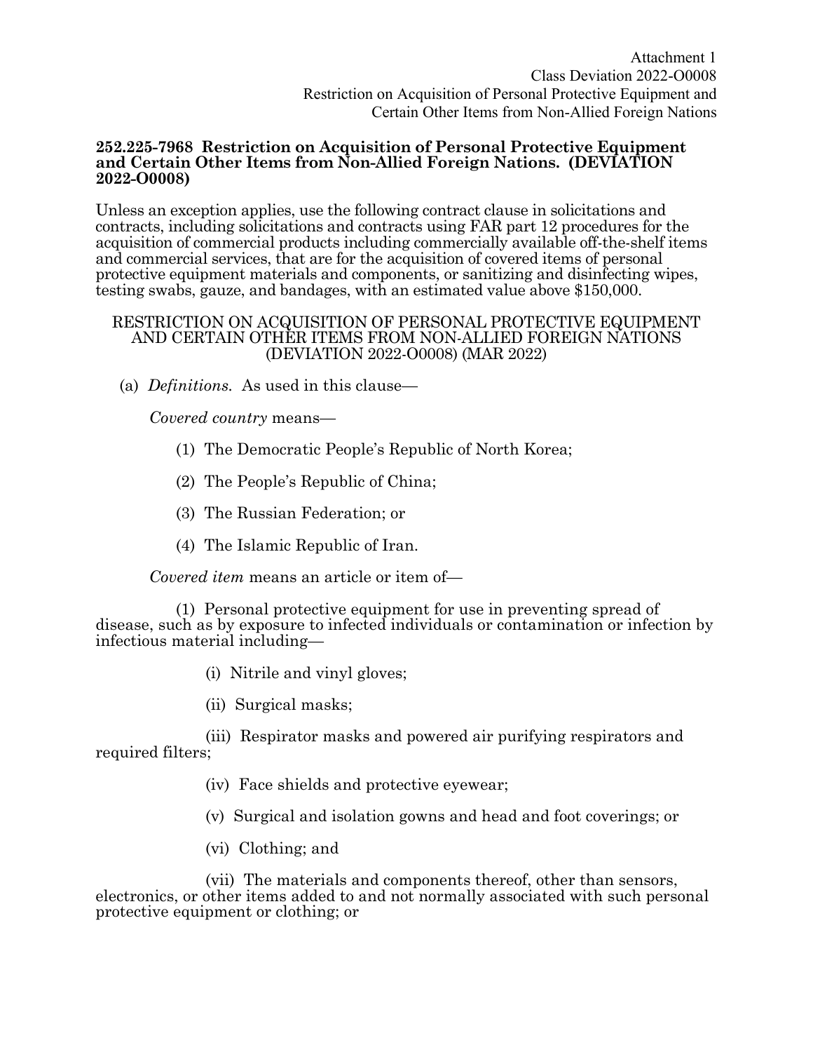Attachment 1
Class Deviation 2022-O0008
Restriction on Acquisition of Personal Protective Equipment and Certain Other Items from Non-Allied Foreign Nations

**252.225-7968 Restriction on Acquisition of Personal Protective Equipment and Certain Other Items from Non-Allied Foreign Nations. (DEVIATION 2022-O0008)**

Unless an exception applies, use the following contract clause in solicitations and contracts, including solicitations and contracts using FAR part 12 procedures for the acquisition of commercial products including commercially available off-the-shelf items and commercial services, that are for the acquisition of covered items of personal protective equipment materials and components, or sanitizing and disinfecting wipes, testing swabs, gauze, and bandages, with an estimated value above $150,000.

RESTRICTION ON ACQUISITION OF PERSONAL PROTECTIVE EQUIPMENT AND CERTAIN OTHER ITEMS FROM NON-ALLIED FOREIGN NATIONS (DEVIATION 2022-O0008) (MAR 2022)

(a) *Definitions.* As used in this clause—

*Covered country* means—

(1) The Democratic People's Republic of North Korea;

(2) The People's Republic of China;

(3) The Russian Federation; or

(4) The Islamic Republic of Iran.

*Covered item* means an article or item of—

(1) Personal protective equipment for use in preventing spread of disease, such as by exposure to infected individuals or contamination or infection by infectious material including—

(i) Nitrile and vinyl gloves;

(ii) Surgical masks;

(iii) Respirator masks and powered air purifying respirators and required filters;

(iv) Face shields and protective eyewear;

(v) Surgical and isolation gowns and head and foot coverings; or

(vi) Clothing; and

(vii) The materials and components thereof, other than sensors, electronics, or other items added to and not normally associated with such personal protective equipment or clothing; or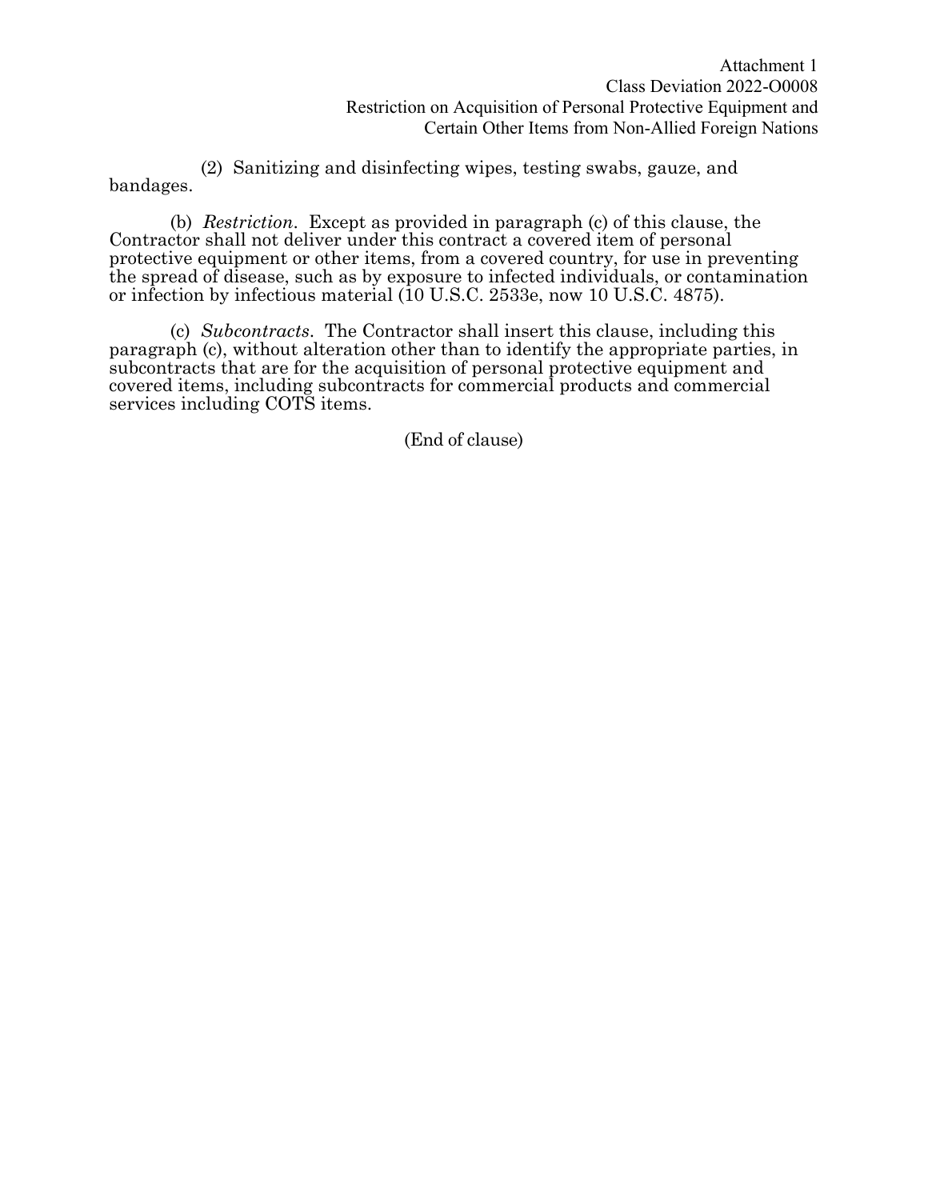(2) Sanitizing and disinfecting wipes, testing swabs, gauze, and bandages.

(b) *Restriction*. Except as provided in paragraph (c) of this clause, the Contractor shall not deliver under this contract a covered item of personal protective equipment or other items, from a covered country, for use in preventing the spread of disease, such as by exposure to infected individuals, or contamination or infection by infectious material (10 U.S.C. 2533e, now 10 U.S.C. 4875).

(c) *Subcontracts*. The Contractor shall insert this clause, including this paragraph (c), without alteration other than to identify the appropriate parties, in subcontracts that are for the acquisition of personal protective equipment and covered items, including subcontracts for commercial products and commercial services including COTS items.

(End of clause)